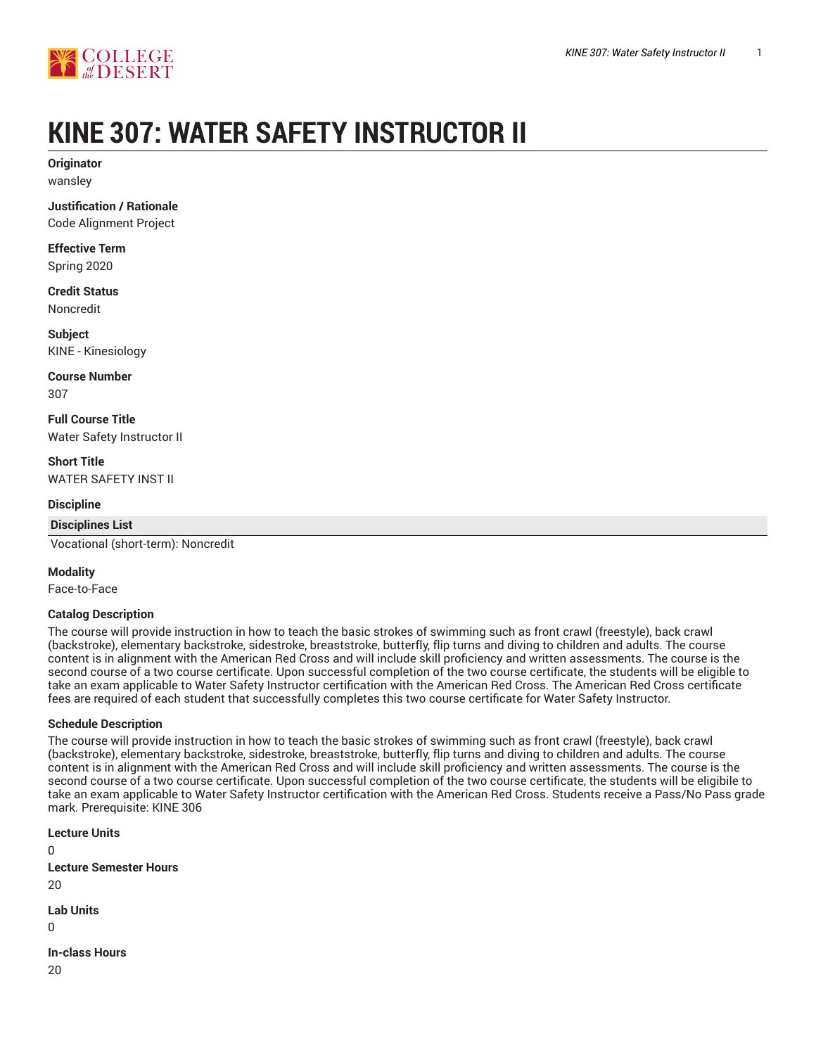# KINE 307: WATER SAFETY INSTRUCTOR II

**Originator**
wansley

**Justification / Rationale**
Code Alignment Project

**Effective Term**
Spring 2020

**Credit Status**
Noncredit

**Subject**
KINE - Kinesiology

**Course Number**
307

**Full Course Title**
Water Safety Instructor II

**Short Title**
WATER SAFETY INST II

**Discipline**

| Disciplines List |
| --- |
| Vocational (short-term): Noncredit |

**Modality**
Face-to-Face

**Catalog Description**
The course will provide instruction in how to teach the basic strokes of swimming such as front crawl (freestyle), back crawl (backstroke), elementary backstroke, sidestroke, breaststroke, butterfly, flip turns and diving to children and adults. The course content is in alignment with the American Red Cross and will include skill proficiency and written assessments. The course is the second course of a two course certificate. Upon successful completion of the two course certificate, the students will be eligible to take an exam applicable to Water Safety Instructor certification with the American Red Cross. The American Red Cross certificate fees are required of each student that successfully completes this two course certificate for Water Safety Instructor.

**Schedule Description**
The course will provide instruction in how to teach the basic strokes of swimming such as front crawl (freestyle), back crawl (backstroke), elementary backstroke, sidestroke, breaststroke, butterfly, flip turns and diving to children and adults. The course content is in alignment with the American Red Cross and will include skill proficiency and written assessments. The course is the second course of a two course certificate. Upon successful completion of the two course certificate, the students will be eligibile to take an exam applicable to Water Safety Instructor certification with the American Red Cross. Students receive a Pass/No Pass grade mark. Prerequisite: KINE 306

**Lecture Units**
0

**Lecture Semester Hours**
20

**Lab Units**
0

**In-class Hours**
20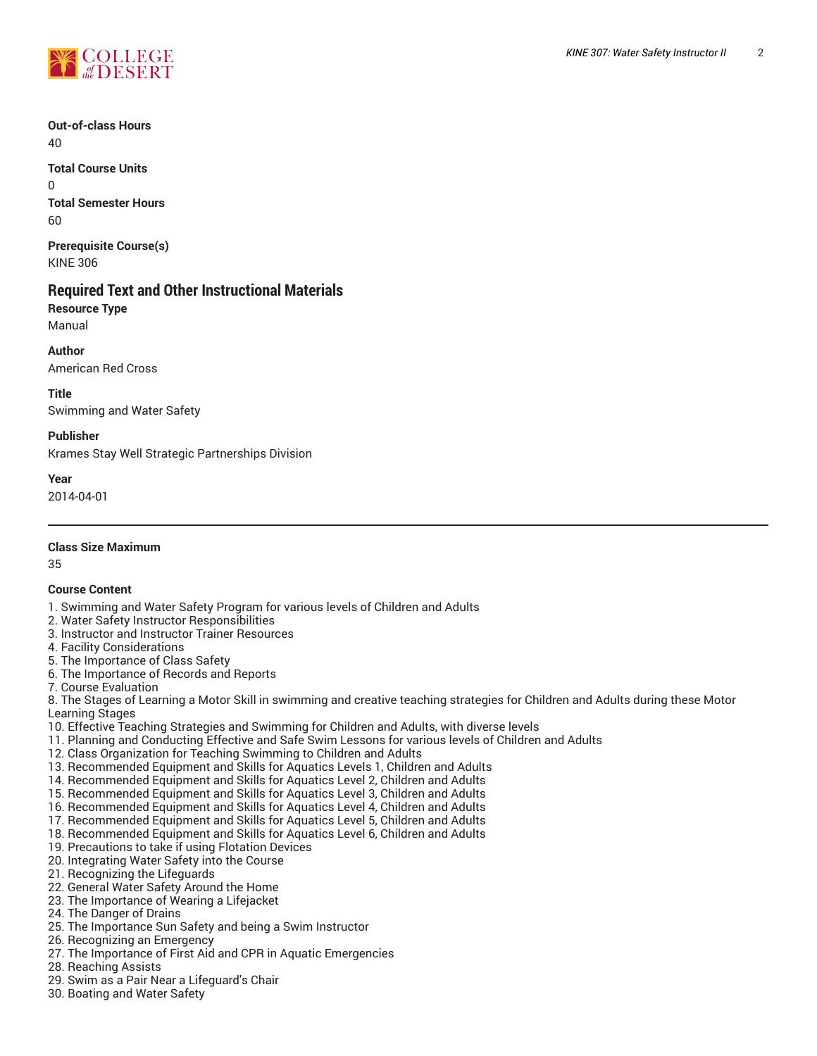**Out-of-class Hours**
40

**Total Course Units**
0

**Total Semester Hours**
60

**Prerequisite Course(s)**
KINE 306

## Required Text and Other Instructional Materials

**Resource Type**
Manual

**Author**
American Red Cross

**Title**
Swimming and Water Safety

**Publisher**
Krames Stay Well Strategic Partnerships Division

**Year**
2014-04-01

---

**Class Size Maximum**
35

**Course Content**

1. Swimming and Water Safety Program for various levels of Children and Adults
2. Water Safety Instructor Responsibilities
3. Instructor and Instructor Trainer Resources
4. Facility Considerations
5. The Importance of Class Safety
6. The Importance of Records and Reports
7. Course Evaluation
8. The Stages of Learning a Motor Skill in swimming and creative teaching strategies for Children and Adults during these Motor Learning Stages
10. Effective Teaching Strategies and Swimming for Children and Adults, with diverse levels
11. Planning and Conducting Effective and Safe Swim Lessons for various levels of Children and Adults
12. Class Organization for Teaching Swimming to Children and Adults
13. Recommended Equipment and Skills for Aquatics Levels 1, Children and Adults
14. Recommended Equipment and Skills for Aquatics Level 2, Children and Adults
15. Recommended Equipment and Skills for Aquatics Level 3, Children and Adults
16. Recommended Equipment and Skills for Aquatics Level 4, Children and Adults
17. Recommended Equipment and Skills for Aquatics Level 5, Children and Adults
18. Recommended Equipment and Skills for Aquatics Level 6, Children and Adults
19. Precautions to take if using Flotation Devices
20. Integrating Water Safety into the Course
21. Recognizing the Lifeguards
22. General Water Safety Around the Home
23. The Importance of Wearing a Lifejacket
24. The Danger of Drains
25. The Importance Sun Safety and being a Swim Instructor
26. Recognizing an Emergency
27. The Importance of First Aid and CPR in Aquatic Emergencies
28. Reaching Assists
29. Swim as a Pair Near a Lifeguard's Chair
30. Boating and Water Safety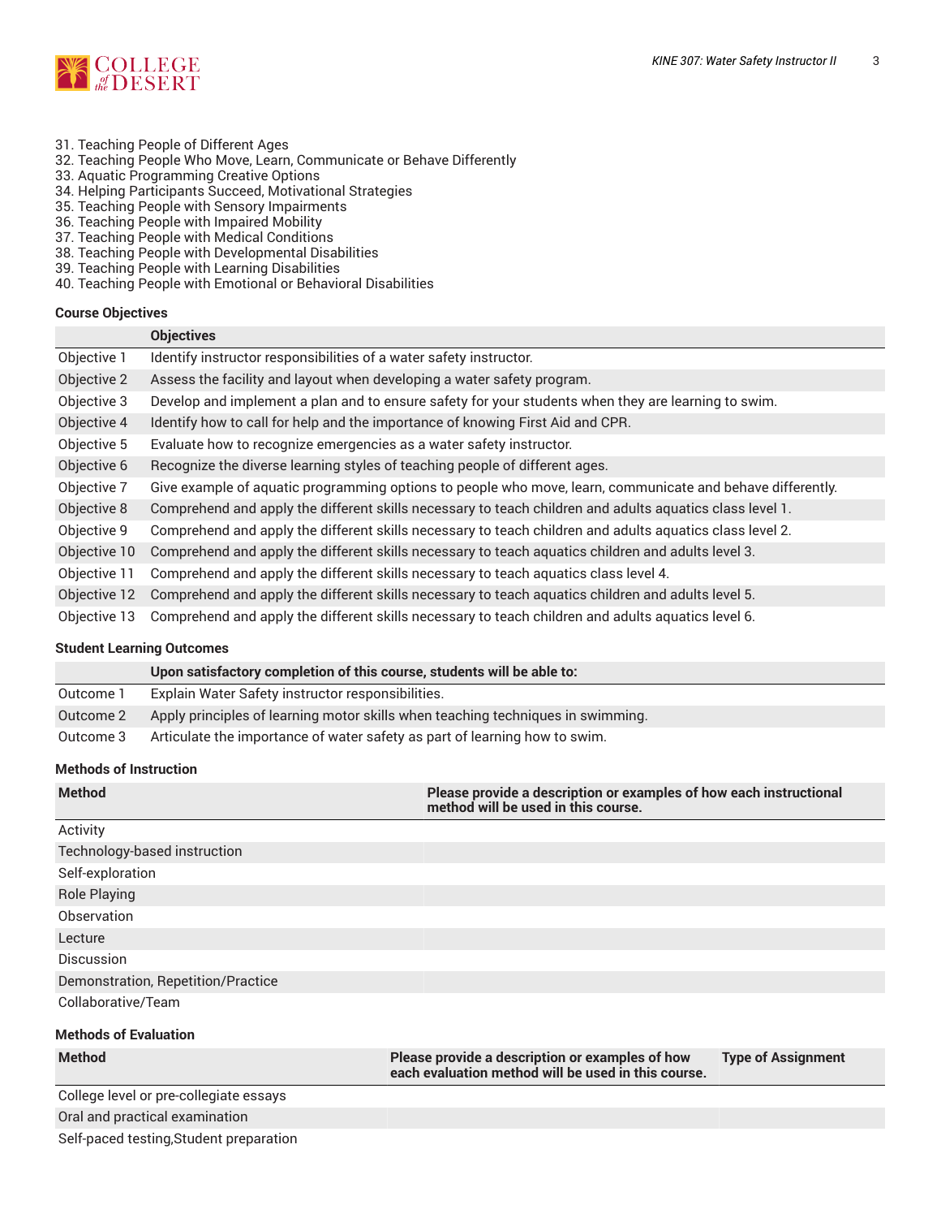31. Teaching People of Different Ages
32. Teaching People Who Move, Learn, Communicate or Behave Differently
33. Aquatic Programming Creative Options
34. Helping Participants Succeed, Motivational Strategies
35. Teaching People with Sensory Impairments
36. Teaching People with Impaired Mobility
37. Teaching People with Medical Conditions
38. Teaching People with Developmental Disabilities
39. Teaching People with Learning Disabilities
40. Teaching People with Emotional or Behavioral Disabilities

### Course Objectives

| | Objectives |
|---|---|
| Objective 1 | Identify instructor responsibilities of a water safety instructor. |
| Objective 2 | Assess the facility and layout when developing a water safety program. |
| Objective 3 | Develop and implement a plan and to ensure safety for your students when they are learning to swim. |
| Objective 4 | Identify how to call for help and the importance of knowing First Aid and CPR. |
| Objective 5 | Evaluate how to recognize emergencies as a water safety instructor. |
| Objective 6 | Recognize the diverse learning styles of teaching people of different ages. |
| Objective 7 | Give example of aquatic programming options to people who move, learn, communicate and behave differently. |
| Objective 8 | Comprehend and apply the different skills necessary to teach children and adults aquatics class level 1. |
| Objective 9 | Comprehend and apply the different skills necessary to teach children and adults aquatics class level 2. |
| Objective 10 | Comprehend and apply the different skills necessary to teach aquatics children and adults level 3. |
| Objective 11 | Comprehend and apply the different skills necessary to teach aquatics class level 4. |
| Objective 12 | Comprehend and apply the different skills necessary to teach aquatics children and adults level 5. |
| Objective 13 | Comprehend and apply the different skills necessary to teach children and adults aquatics level 6. |

### Student Learning Outcomes

| | Upon satisfactory completion of this course, students will be able to: |
|---|---|
| Outcome 1 | Explain Water Safety instructor responsibilities. |
| Outcome 2 | Apply principles of learning motor skills when teaching techniques in swimming. |
| Outcome 3 | Articulate the importance of water safety as part of learning how to swim. |

### Methods of Instruction

| Method | Please provide a description or examples of how each instructional method will be used in this course. |
|---|---|
| Activity | |
| Technology-based instruction | |
| Self-exploration | |
| Role Playing | |
| Observation | |
| Lecture | |
| Discussion | |
| Demonstration, Repetition/Practice | |
| Collaborative/Team | |

### Methods of Evaluation

| Method | Please provide a description or examples of how each evaluation method will be used in this course. | Type of Assignment |
|---|---|---|
| College level or pre-collegiate essays | | |
| Oral and practical examination | | |
| Self-paced testing,Student preparation | | |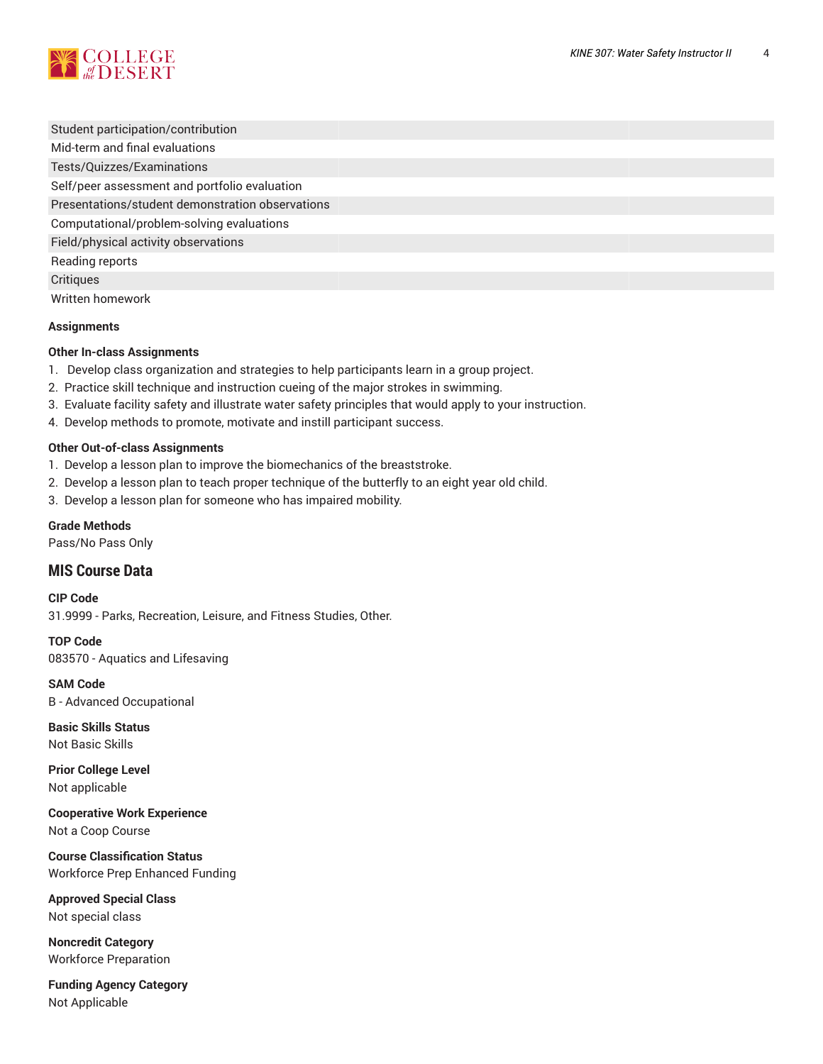| | | |
|---|---|---|
| Student participation/contribution | | |
| Mid-term and final evaluations | | |
| Tests/Quizzes/Examinations | | |
| Self/peer assessment and portfolio evaluation | | |
| Presentations/student demonstration observations | | |
| Computational/problem-solving evaluations | | |
| Field/physical activity observations | | |
| Reading reports | | |
| Critiques | | |
| Written homework | | |

**Assignments**

**Other In-class Assignments**

1. Develop class organization and strategies to help participants learn in a group project.
2. Practice skill technique and instruction cueing of the major strokes in swimming.
3. Evaluate facility safety and illustrate water safety principles that would apply to your instruction.
4. Develop methods to promote, motivate and instill participant success.

**Other Out-of-class Assignments**

1. Develop a lesson plan to improve the biomechanics of the breaststroke.
2. Develop a lesson plan to teach proper technique of the butterfly to an eight year old child.
3. Develop a lesson plan for someone who has impaired mobility.

**Grade Methods**

Pass/No Pass Only

## MIS Course Data

**CIP Code**

31.9999 - Parks, Recreation, Leisure, and Fitness Studies, Other.

**TOP Code**

083570 - Aquatics and Lifesaving

**SAM Code**

B - Advanced Occupational

**Basic Skills Status**

Not Basic Skills

**Prior College Level**

Not applicable

**Cooperative Work Experience**

Not a Coop Course

**Course Classification Status**

Workforce Prep Enhanced Funding

**Approved Special Class**

Not special class

**Noncredit Category**

Workforce Preparation

**Funding Agency Category**

Not Applicable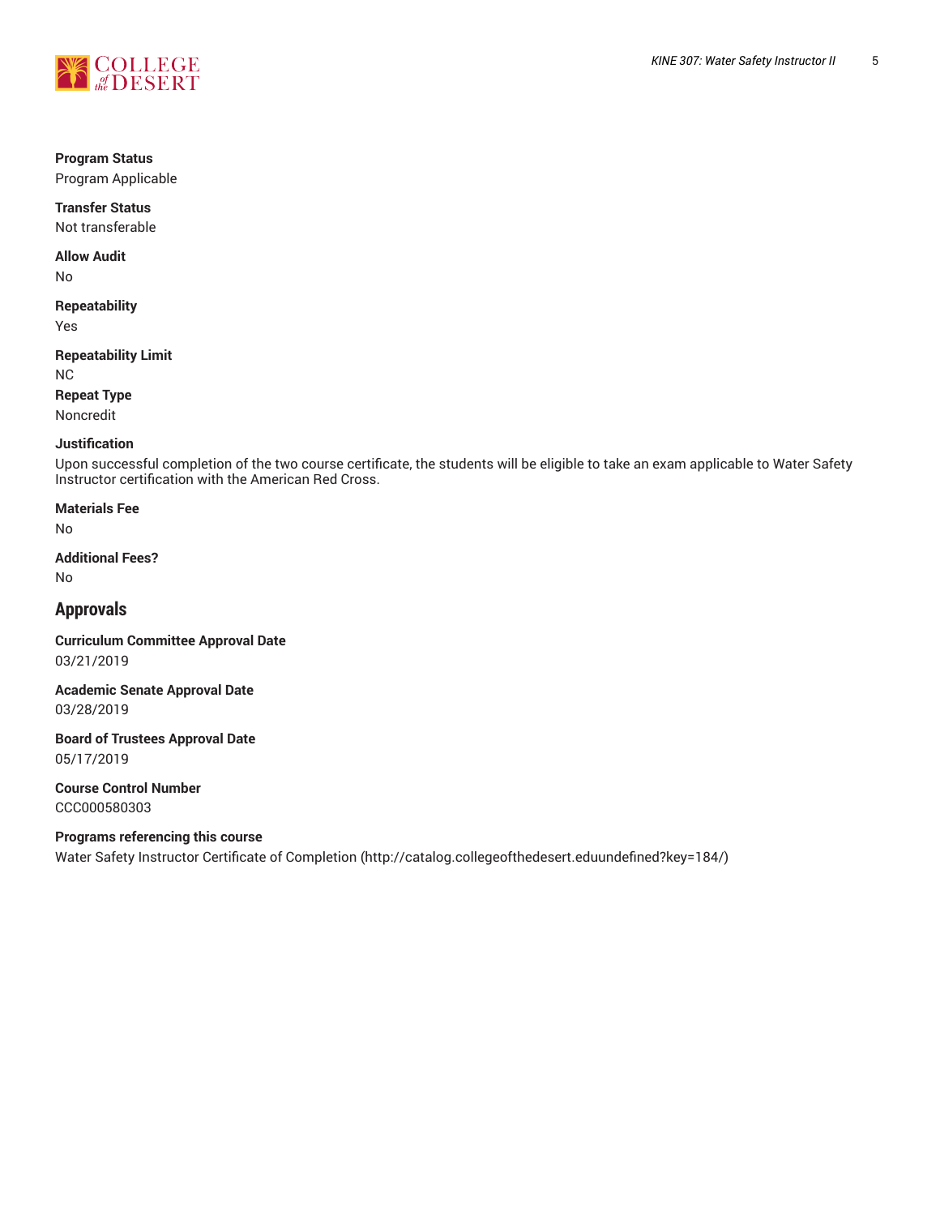**Program Status**
Program Applicable

**Transfer Status**
Not transferable

**Allow Audit**
No

**Repeatability**
Yes

**Repeatability Limit**
NC

**Repeat Type**
Noncredit

**Justification**
Upon successful completion of the two course certificate, the students will be eligible to take an exam applicable to Water Safety Instructor certification with the American Red Cross.

**Materials Fee**
No

**Additional Fees?**
No

## Approvals

**Curriculum Committee Approval Date**
03/21/2019

**Academic Senate Approval Date**
03/28/2019

**Board of Trustees Approval Date**
05/17/2019

**Course Control Number**
CCC000580303

**Programs referencing this course**
Water Safety Instructor Certificate of Completion (http://catalog.collegeofthedesert.eduundefined?key=184/)